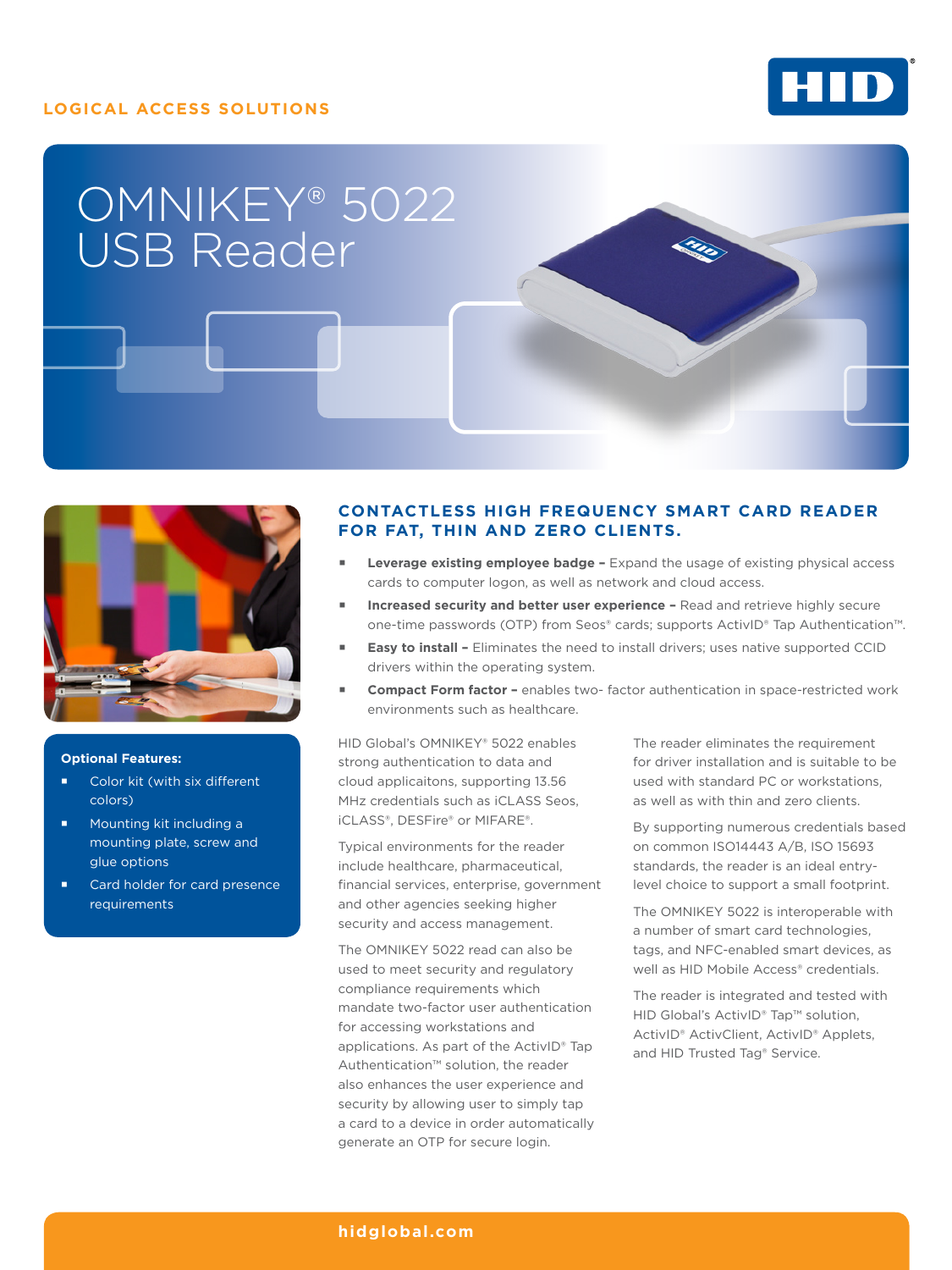LOGICAL ACCESS SOLUTIONS

# OMNIKEY® 5022 USB Reader

## CONTACTLESS HIGH FREQUENCY SMART CARD READER FOR FAT, THIN AND ZERO CLIENTS.

- **Leverage existing employee badge –** Expand the usage of existing physical access cards to computer logon, as well as network and cloud access.
- **Increased security and better user experience –** Read and retrieve highly secure one-time passwords (OTP) from Seos® cards; supports ActivID® Tap Authentication™.
- **Easy to install –** Eliminates the need to install drivers; uses native supported CCID drivers within the operating system.
- **Compact Form factor –** enables two- factor authentication in space-restricted work environments such as healthcare.

HID Global's OMNIKEY® 5022 enables strong authentication to data and cloud applicaitons, supporting 13.56 MHz credentials such as iCLASS Seos, iCLASS®, DESFire® or MIFARE®.

Typical environments for the reader include healthcare, pharmaceutical, financial services, enterprise, government and other agencies seeking higher security and access management.

The OMNIKEY 5022 read can also be used to meet security and regulatory compliance requirements which mandate two-factor user authentication for accessing workstations and applications. As part of the ActivID® Tap Authentication™ solution, the reader also enhances the user experience and security by allowing user to simply tap a card to a device in order automatically generate an OTP for secure login.

The reader eliminates the requirement for driver installation and is suitable to be used with standard PC or workstations, as well as with thin and zero clients.

By supporting numerous credentials based on common ISO14443 A/B, ISO 15693 standards, the reader is an ideal entry-level choice to support a small footprint.

The OMNIKEY 5022 is interoperable with a number of smart card technologies, tags, and NFC-enabled smart devices, as well as HID Mobile Access® credentials.

The reader is integrated and tested with HID Global's ActivID® Tap™ solution, ActivID® ActivClient, ActivID® Applets, and HID Trusted Tag® Service.

**Optional Features:**

- Color kit (with six different colors)
- Mounting kit including a mounting plate, screw and glue options
- Card holder for card presence requirements

hidglobal.com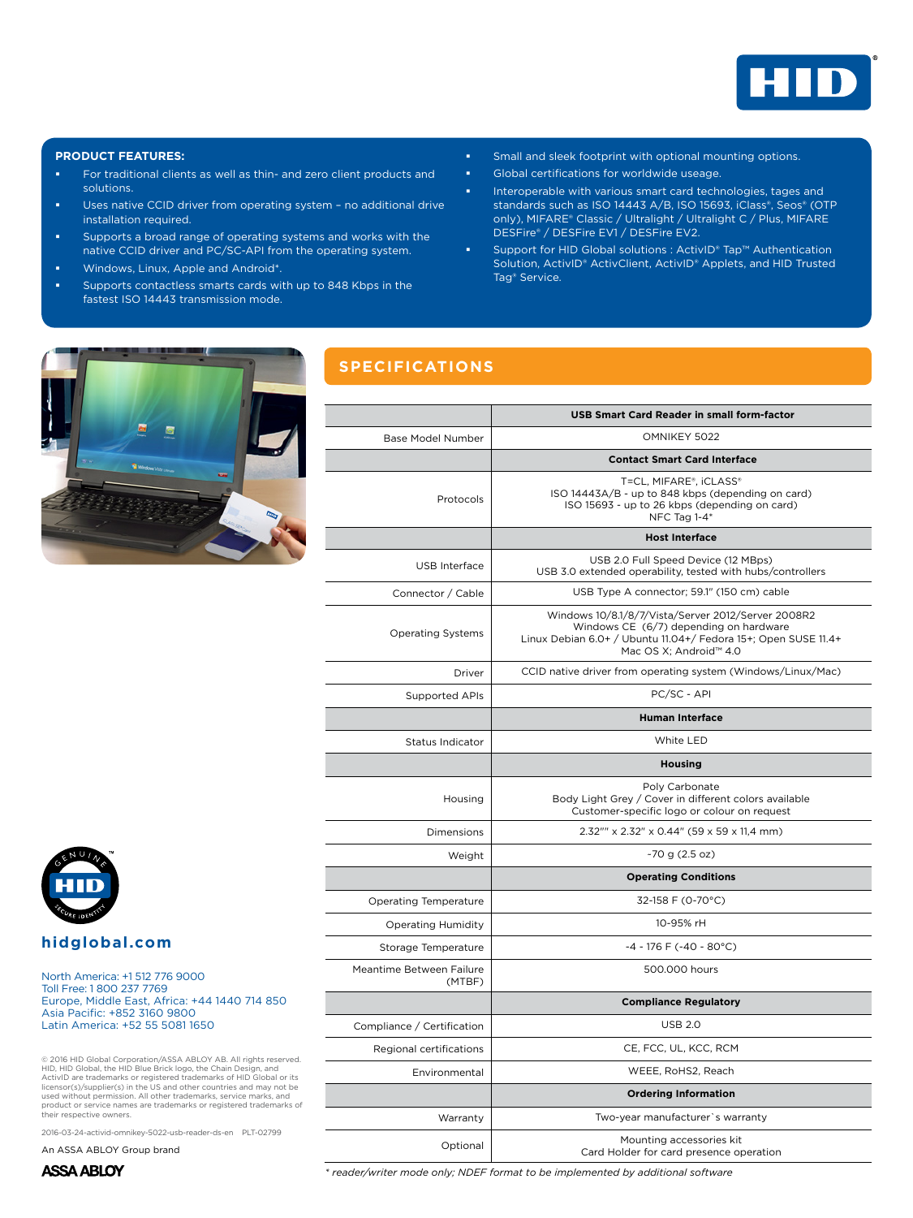**PRODUCT FEATURES:**

- For traditional clients as well as thin- and zero client products and solutions.
- Uses native CCID driver from operating system – no additional drive installation required.
- Supports a broad range of operating systems and works with the native CCID driver and PC/SC-API from the operating system.
- Windows, Linux, Apple and Android*.
- Supports contactless smarts cards with up to 848 Kbps in the fastest ISO 14443 transmission mode.
- Small and sleek footprint with optional mounting options.
- Global certifications for worldwide useage.
- Interoperable with various smart card technologies, tages and standards such as ISO 14443 A/B, ISO 15693, iClass®, Seos® (OTP only), MIFARE® Classic / Ultralight / Ultralight C / Plus, MIFARE DESFire® / DESFire EV1 / DESFire EV2.
- Support for HID Global solutions : ActivID® Tap™ Authentication Solution, ActivID® ActivClient, ActivID® Applets, and HID Trusted Tag® Service.

## SPECIFICATIONS

| | USB Smart Card Reader in small form-factor |
|---|---|
| Base Model Number | OMNIKEY 5022 |
| | **Contact Smart Card Interface** |
| Protocols | T=CL, MIFARE®, iCLASS®<br>ISO 14443A/B - up to 848 kbps (depending on card)<br>ISO 15693 - up to 26 kbps (depending on card)<br>NFC Tag 1-4* |
| | **Host Interface** |
| USB Interface | USB 2.0 Full Speed Device (12 MBps)<br>USB 3.0 extended operability, tested with hubs/controllers |
| Connector / Cable | USB Type A connector; 59.1" (150 cm) cable |
| Operating Systems | Windows 10/8.1/8/7/Vista/Server 2012/Server 2008R2<br>Windows CE (6/7) depending on hardware<br>Linux Debian 6.0+ / Ubuntu 11.04+/ Fedora 15+; Open SUSE 11.4+<br>Mac OS X; Android™ 4.0 |
| Driver | CCID native driver from operating system (Windows/Linux/Mac) |
| Supported APIs | PC/SC - API |
| | **Human Interface** |
| Status Indicator | White LED |
| | **Housing** |
| Housing | Poly Carbonate<br>Body Light Grey / Cover in different colors available<br>Customer-specific logo or colour on request |
| Dimensions | 2.32"" x 2.32" x 0.44" (59 x 59 x 11,4 mm) |
| Weight | -70 g (2.5 oz) |
| | **Operating Conditions** |
| Operating Temperature | 32-158 F (0-70°C) |
| Operating Humidity | 10-95% rH |
| Storage Temperature | -4 - 176 F (-40 - 80°C) |
| Meantime Between Failure (MTBF) | 500.000 hours |
| | **Compliance Regulatory** |
| Compliance / Certification | USB 2.0 |
| Regional certifications | CE, FCC, UL, KCC, RCM |
| Environmental | WEEE, RoHS2, Reach |
| | **Ordering Information** |
| Warranty | Two-year manufacturer`s warranty |
| Optional | Mounting accessories kit<br>Card Holder for card presence operation |

*\* reader/writer mode only; NDEF format to be implemented by additional software*

**hidglobal.com**

North America: +1 512 776 9000
Toll Free: 1 800 237 7769
Europe, Middle East, Africa: +44 1440 714 850
Asia Pacific: +852 3160 9800
Latin America: +52 55 5081 1650

© 2016 HID Global Corporation/ASSA ABLOY AB. All rights reserved. HID, HID Global, the HID Blue Brick logo, the Chain Design, and ActivID are trademarks or registered trademarks of HID Global or its licensor(s)/supplier(s) in the US and other countries and may not be used without permission. All other trademarks, service marks, and product or service names are trademarks or registered trademarks of their respective owners.

2016-03-24-activid-omnikey-5022-usb-reader-ds-en PLT-02799

An ASSA ABLOY Group brand

ASSA ABLOY